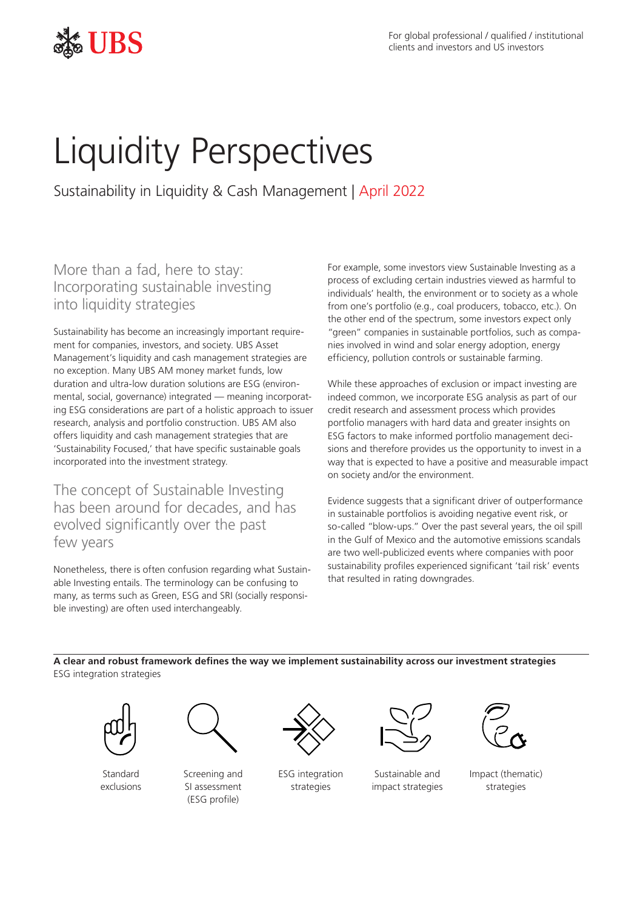For global professional / qualified / institutional clients and investors and US investors

# Liquidity Perspectives

Sustainability in Liquidity & Cash Management | April 2022

## More than a fad, here to stay: Incorporating sustainable investing into liquidity strategies

Sustainability has become an increasingly important requirement for companies, investors, and society. UBS Asset Management's liquidity and cash management strategies are no exception. Many UBS AM money market funds, low duration and ultra-low duration solutions are ESG (environmental, social, governance) integrated — meaning incorporating ESG considerations are part of a holistic approach to issuer research, analysis and portfolio construction. UBS AM also offers liquidity and cash management strategies that are 'Sustainability Focused,' that have specific sustainable goals incorporated into the investment strategy.

## The concept of Sustainable Investing has been around for decades, and has evolved significantly over the past few years

Nonetheless, there is often confusion regarding what Sustainable Investing entails. The terminology can be confusing to many, as terms such as Green, ESG and SRI (socially responsible investing) are often used interchangeably.

For example, some investors view Sustainable Investing as a process of excluding certain industries viewed as harmful to individuals' health, the environment or to society as a whole from one's portfolio (e.g., coal producers, tobacco, etc.). On the other end of the spectrum, some investors expect only "green" companies in sustainable portfolios, such as companies involved in wind and solar energy adoption, energy efficiency, pollution controls or sustainable farming.

While these approaches of exclusion or impact investing are indeed common, we incorporate ESG analysis as part of our credit research and assessment process which provides portfolio managers with hard data and greater insights on ESG factors to make informed portfolio management decisions and therefore provides us the opportunity to invest in a way that is expected to have a positive and measurable impact on society and/or the environment.

Evidence suggests that a significant driver of outperformance in sustainable portfolios is avoiding negative event risk, or so-called "blow-ups." Over the past several years, the oil spill in the Gulf of Mexico and the automotive emissions scandals are two well-publicized events where companies with poor sustainability profiles experienced significant 'tail risk' events that resulted in rating downgrades.

**A clear and robust framework defines the way we implement sustainability across our investment strategies**
ESG integration strategies

- Standard exclusions
- Screening and SI assessment (ESG profile)
- ESG integration strategies
- Sustainable and impact strategies
- Impact (thematic) strategies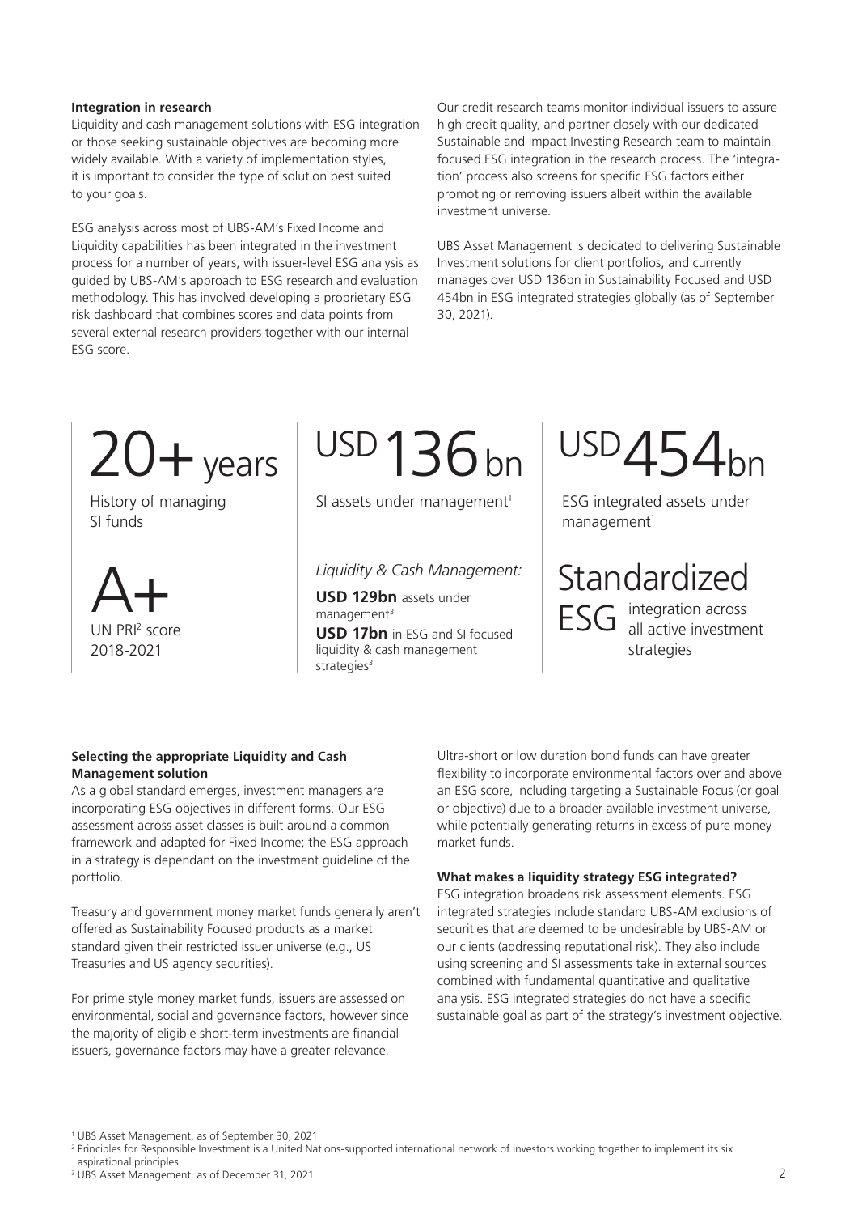**Integration in research**

Liquidity and cash management solutions with ESG integration or those seeking sustainable objectives are becoming more widely available. With a variety of implementation styles, it is important to consider the type of solution best suited to your goals.

ESG analysis across most of UBS-AM's Fixed Income and Liquidity capabilities has been integrated in the investment process for a number of years, with issuer-level ESG analysis as guided by UBS-AM's approach to ESG research and evaluation methodology. This has involved developing a proprietary ESG risk dashboard that combines scores and data points from several external research providers together with our internal ESG score.

Our credit research teams monitor individual issuers to assure high credit quality, and partner closely with our dedicated Sustainable and Impact Investing Research team to maintain focused ESG integration in the research process. The 'integration' process also screens for specific ESG factors either promoting or removing issuers albeit within the available investment universe.

UBS Asset Management is dedicated to delivering Sustainable Investment solutions for client portfolios, and currently manages over USD 136bn in Sustainability Focused and USD 454bn in ESG integrated strategies globally (as of September 30, 2021).

**20+ years**
History of managing SI funds

**A+**
UN PRI[2] score 2018-2021

**USD 136 bn**
SI assets under management[1]

*Liquidity & Cash Management:*

**USD 129bn** assets under management[3]
**USD 17bn** in ESG and SI focused liquidity & cash management strategies[3]

**USD 454 bn**
ESG integrated assets under management[1]

**Standardized ESG** integration across all active investment strategies

**Selecting the appropriate Liquidity and Cash Management solution**

As a global standard emerges, investment managers are incorporating ESG objectives in different forms. Our ESG assessment across asset classes is built around a common framework and adapted for Fixed Income; the ESG approach in a strategy is dependant on the investment guideline of the portfolio.

Treasury and government money market funds generally aren't offered as Sustainability Focused products as a market standard given their restricted issuer universe (e.g., US Treasuries and US agency securities).

For prime style money market funds, issuers are assessed on environmental, social and governance factors, however since the majority of eligible short-term investments are financial issuers, governance factors may have a greater relevance.

Ultra-short or low duration bond funds can have greater flexibility to incorporate environmental factors over and above an ESG score, including targeting a Sustainable Focus (or goal or objective) due to a broader available investment universe, while potentially generating returns in excess of pure money market funds.

**What makes a liquidity strategy ESG integrated?**

ESG integration broadens risk assessment elements. ESG integrated strategies include standard UBS-AM exclusions of securities that are deemed to be undesirable by UBS-AM or our clients (addressing reputational risk). They also include using screening and SI assessments take in external sources combined with fundamental quantitative and qualitative analysis. ESG integrated strategies do not have a specific sustainable goal as part of the strategy's investment objective.

[1] UBS Asset Management, as of September 30, 2021
[2] Principles for Responsible Investment is a United Nations-supported international network of investors working together to implement its six aspirational principles
[3] UBS Asset Management, as of December 31, 2021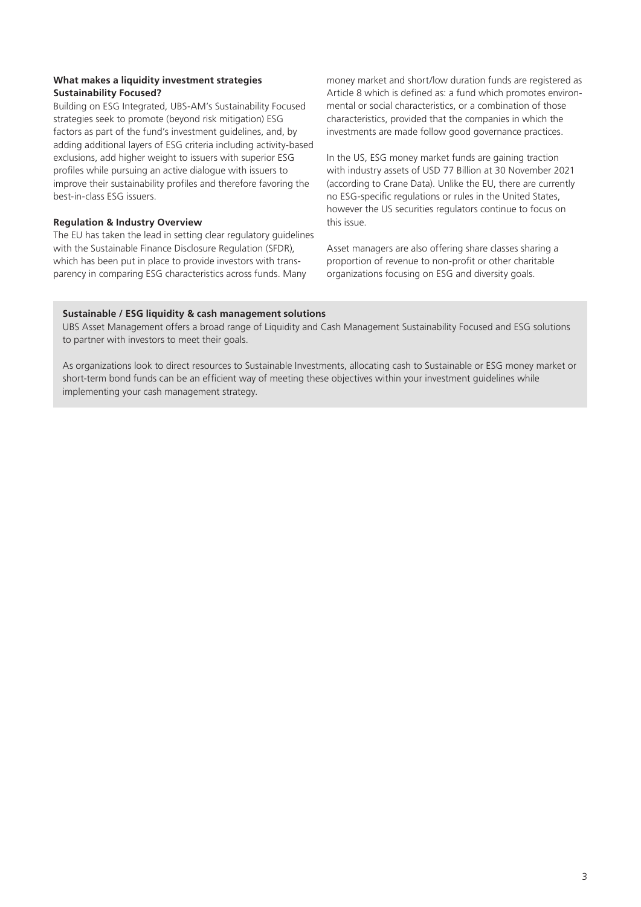**What makes a liquidity investment strategies Sustainability Focused?**

Building on ESG Integrated, UBS-AM's Sustainability Focused strategies seek to promote (beyond risk mitigation) ESG factors as part of the fund's investment guidelines, and, by adding additional layers of ESG criteria including activity-based exclusions, add higher weight to issuers with superior ESG profiles while pursuing an active dialogue with issuers to improve their sustainability profiles and therefore favoring the best-in-class ESG issuers.

**Regulation & Industry Overview**

The EU has taken the lead in setting clear regulatory guidelines with the Sustainable Finance Disclosure Regulation (SFDR), which has been put in place to provide investors with transparency in comparing ESG characteristics across funds. Many money market and short/low duration funds are registered as Article 8 which is defined as: a fund which promotes environmental or social characteristics, or a combination of those characteristics, provided that the companies in which the investments are made follow good governance practices.

In the US, ESG money market funds are gaining traction with industry assets of USD 77 Billion at 30 November 2021 (according to Crane Data). Unlike the EU, there are currently no ESG-specific regulations or rules in the United States, however the US securities regulators continue to focus on this issue.

Asset managers are also offering share classes sharing a proportion of revenue to non-profit or other charitable organizations focusing on ESG and diversity goals.

**Sustainable / ESG liquidity & cash management solutions**

UBS Asset Management offers a broad range of Liquidity and Cash Management Sustainability Focused and ESG solutions to partner with investors to meet their goals.

As organizations look to direct resources to Sustainable Investments, allocating cash to Sustainable or ESG money market or short-term bond funds can be an efficient way of meeting these objectives within your investment guidelines while implementing your cash management strategy.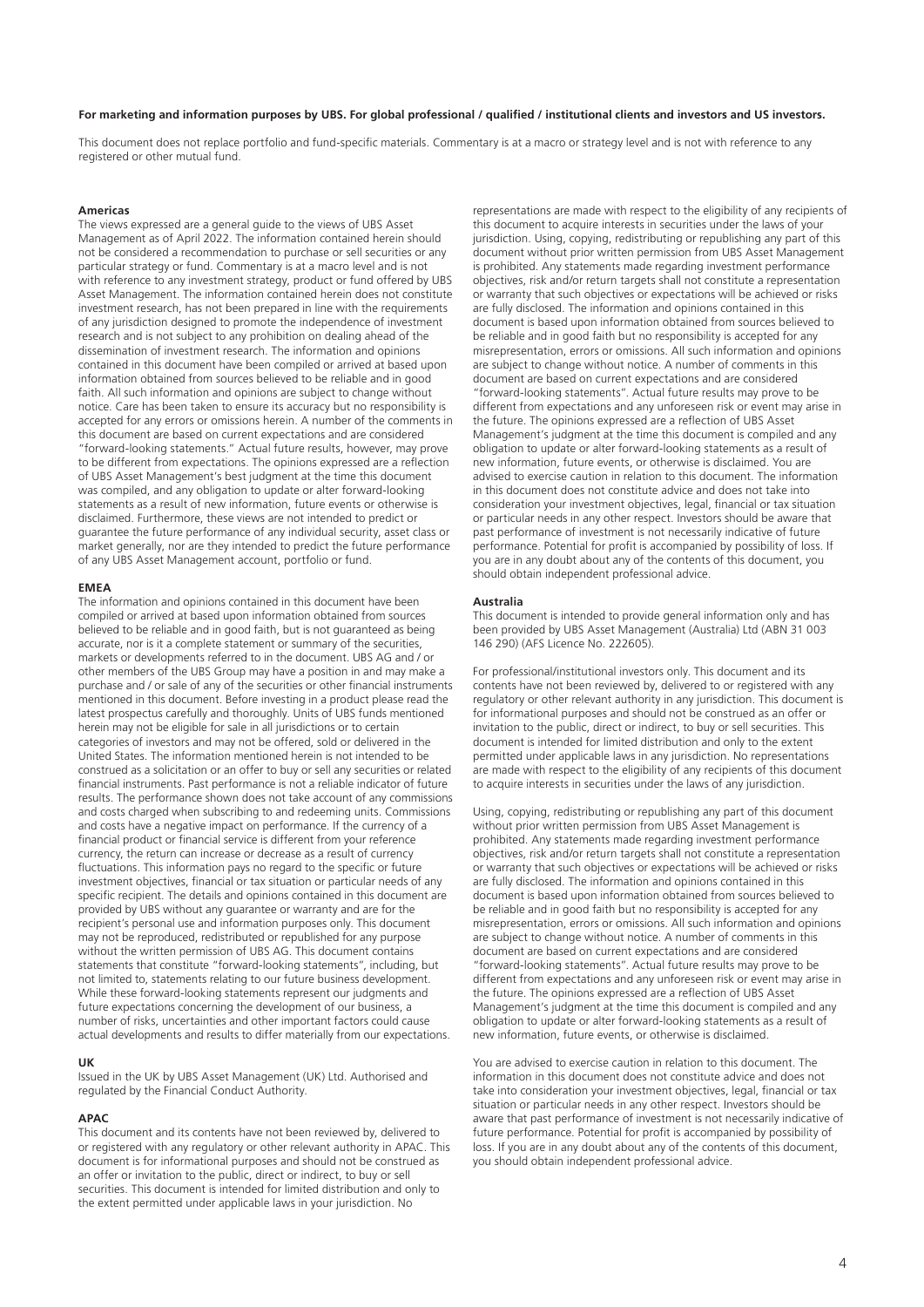**For marketing and information purposes by UBS. For global professional / qualified / institutional clients and investors and US investors.**

This document does not replace portfolio and fund-specific materials. Commentary is at a macro or strategy level and is not with reference to any registered or other mutual fund.

**Americas**

The views expressed are a general guide to the views of UBS Asset Management as of April 2022. The information contained herein should not be considered a recommendation to purchase or sell securities or any particular strategy or fund. Commentary is at a macro level and is not with reference to any investment strategy, product or fund offered by UBS Asset Management. The information contained herein does not constitute investment research, has not been prepared in line with the requirements of any jurisdiction designed to promote the independence of investment research and is not subject to any prohibition on dealing ahead of the dissemination of investment research. The information and opinions contained in this document have been compiled or arrived at based upon information obtained from sources believed to be reliable and in good faith. All such information and opinions are subject to change without notice. Care has been taken to ensure its accuracy but no responsibility is accepted for any errors or omissions herein. A number of the comments in this document are based on current expectations and are considered "forward-looking statements." Actual future results, however, may prove to be different from expectations. The opinions expressed are a reflection of UBS Asset Management's best judgment at the time this document was compiled, and any obligation to update or alter forward-looking statements as a result of new information, future events or otherwise is disclaimed. Furthermore, these views are not intended to predict or guarantee the future performance of any individual security, asset class or market generally, nor are they intended to predict the future performance of any UBS Asset Management account, portfolio or fund.

**EMEA**

The information and opinions contained in this document have been compiled or arrived at based upon information obtained from sources believed to be reliable and in good faith, but is not guaranteed as being accurate, nor is it a complete statement or summary of the securities, markets or developments referred to in the document. UBS AG and / or other members of the UBS Group may have a position in and may make a purchase and / or sale of any of the securities or other financial instruments mentioned in this document. Before investing in a product please read the latest prospectus carefully and thoroughly. Units of UBS funds mentioned herein may not be eligible for sale in all jurisdictions or to certain categories of investors and may not be offered, sold or delivered in the United States. The information mentioned herein is not intended to be construed as a solicitation or an offer to buy or sell any securities or related financial instruments. Past performance is not a reliable indicator of future results. The performance shown does not take account of any commissions and costs charged when subscribing to and redeeming units. Commissions and costs have a negative impact on performance. If the currency of a financial product or financial service is different from your reference currency, the return can increase or decrease as a result of currency fluctuations. This information pays no regard to the specific or future investment objectives, financial or tax situation or particular needs of any specific recipient. The details and opinions contained in this document are provided by UBS without any guarantee or warranty and are for the recipient's personal use and information purposes only. This document may not be reproduced, redistributed or republished for any purpose without the written permission of UBS AG. This document contains statements that constitute "forward-looking statements", including, but not limited to, statements relating to our future business development. While these forward-looking statements represent our judgments and future expectations concerning the development of our business, a number of risks, uncertainties and other important factors could cause actual developments and results to differ materially from our expectations.

**UK**

Issued in the UK by UBS Asset Management (UK) Ltd. Authorised and regulated by the Financial Conduct Authority.

**APAC**

This document and its contents have not been reviewed by, delivered to or registered with any regulatory or other relevant authority in APAC. This document is for informational purposes and should not be construed as an offer or invitation to the public, direct or indirect, to buy or sell securities. This document is intended for limited distribution and only to the extent permitted under applicable laws in your jurisdiction. No representations are made with respect to the eligibility of any recipients of this document to acquire interests in securities under the laws of your jurisdiction. Using, copying, redistributing or republishing any part of this document without prior written permission from UBS Asset Management is prohibited. Any statements made regarding investment performance objectives, risk and/or return targets shall not constitute a representation or warranty that such objectives or expectations will be achieved or risks are fully disclosed. The information and opinions contained in this document is based upon information obtained from sources believed to be reliable and in good faith but no responsibility is accepted for any misrepresentation, errors or omissions. All such information and opinions are subject to change without notice. A number of comments in this document are based on current expectations and are considered "forward-looking statements". Actual future results may prove to be different from expectations and any unforeseen risk or event may arise in the future. The opinions expressed are a reflection of UBS Asset Management's judgment at the time this document is compiled and any obligation to update or alter forward-looking statements as a result of new information, future events, or otherwise is disclaimed. You are advised to exercise caution in relation to this document. The information in this document does not constitute advice and does not take into consideration your investment objectives, legal, financial or tax situation or particular needs in any other respect. Investors should be aware that past performance of investment is not necessarily indicative of future performance. Potential for profit is accompanied by possibility of loss. If you are in any doubt about any of the contents of this document, you should obtain independent professional advice.

**Australia**

This document is intended to provide general information only and has been provided by UBS Asset Management (Australia) Ltd (ABN 31 003 146 290) (AFS Licence No. 222605).

For professional/institutional investors only. This document and its contents have not been reviewed by, delivered to or registered with any regulatory or other relevant authority in any jurisdiction. This document is for informational purposes and should not be construed as an offer or invitation to the public, direct or indirect, to buy or sell securities. This document is intended for limited distribution and only to the extent permitted under applicable laws in any jurisdiction. No representations are made with respect to the eligibility of any recipients of this document to acquire interests in securities under the laws of any jurisdiction.

Using, copying, redistributing or republishing any part of this document without prior written permission from UBS Asset Management is prohibited. Any statements made regarding investment performance objectives, risk and/or return targets shall not constitute a representation or warranty that such objectives or expectations will be achieved or risks are fully disclosed. The information and opinions contained in this document is based upon information obtained from sources believed to be reliable and in good faith but no responsibility is accepted for any misrepresentation, errors or omissions. All such information and opinions are subject to change without notice. A number of comments in this document are based on current expectations and are considered "forward-looking statements". Actual future results may prove to be different from expectations and any unforeseen risk or event may arise in the future. The opinions expressed are a reflection of UBS Asset Management's judgment at the time this document is compiled and any obligation to update or alter forward-looking statements as a result of new information, future events, or otherwise is disclaimed.

You are advised to exercise caution in relation to this document. The information in this document does not constitute advice and does not take into consideration your investment objectives, legal, financial or tax situation or particular needs in any other respect. Investors should be aware that past performance of investment is not necessarily indicative of future performance. Potential for profit is accompanied by possibility of loss. If you are in any doubt about any of the contents of this document, you should obtain independent professional advice.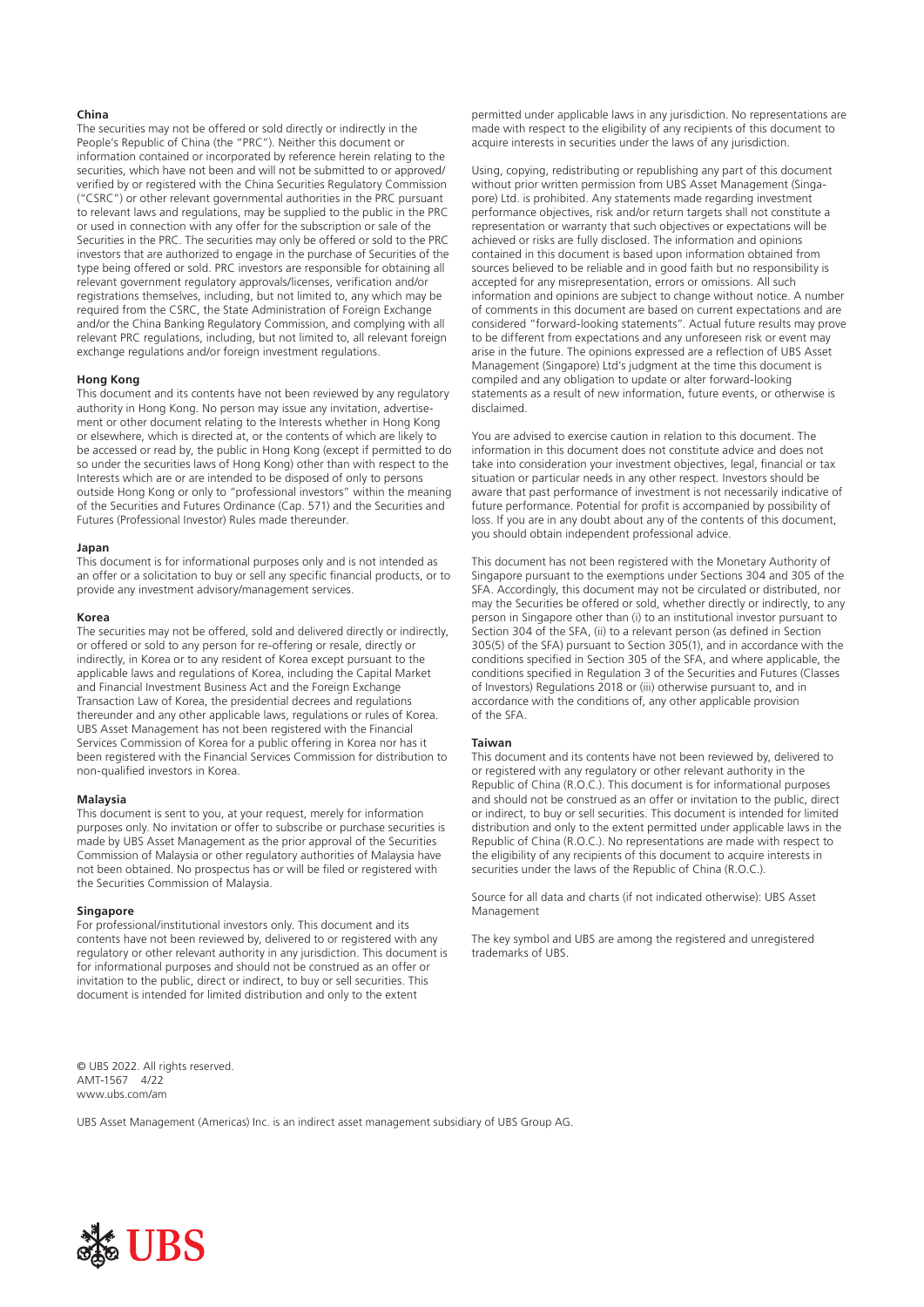**China**

The securities may not be offered or sold directly or indirectly in the People's Republic of China (the "PRC"). Neither this document or information contained or incorporated by reference herein relating to the securities, which have not been and will not be submitted to or approved/verified by or registered with the China Securities Regulatory Commission ("CSRC") or other relevant governmental authorities in the PRC pursuant to relevant laws and regulations, may be supplied to the public in the PRC or used in connection with any offer for the subscription or sale of the Securities in the PRC. The securities may only be offered or sold to the PRC investors that are authorized to engage in the purchase of Securities of the type being offered or sold. PRC investors are responsible for obtaining all relevant government regulatory approvals/licenses, verification and/or registrations themselves, including, but not limited to, any which may be required from the CSRC, the State Administration of Foreign Exchange and/or the China Banking Regulatory Commission, and complying with all relevant PRC regulations, including, but not limited to, all relevant foreign exchange regulations and/or foreign investment regulations.

**Hong Kong**

This document and its contents have not been reviewed by any regulatory authority in Hong Kong. No person may issue any invitation, advertisement or other document relating to the Interests whether in Hong Kong or elsewhere, which is directed at, or the contents of which are likely to be accessed or read by, the public in Hong Kong (except if permitted to do so under the securities laws of Hong Kong) other than with respect to the Interests which are or are intended to be disposed of only to persons outside Hong Kong or only to "professional investors" within the meaning of the Securities and Futures Ordinance (Cap. 571) and the Securities and Futures (Professional Investor) Rules made thereunder.

**Japan**

This document is for informational purposes only and is not intended as an offer or a solicitation to buy or sell any specific financial products, or to provide any investment advisory/management services.

**Korea**

The securities may not be offered, sold and delivered directly or indirectly, or offered or sold to any person for re-offering or resale, directly or indirectly, in Korea or to any resident of Korea except pursuant to the applicable laws and regulations of Korea, including the Capital Market and Financial Investment Business Act and the Foreign Exchange Transaction Law of Korea, the presidential decrees and regulations thereunder and any other applicable laws, regulations or rules of Korea. UBS Asset Management has not been registered with the Financial Services Commission of Korea for a public offering in Korea nor has it been registered with the Financial Services Commission for distribution to non-qualified investors in Korea.

**Malaysia**

This document is sent to you, at your request, merely for information purposes only. No invitation or offer to subscribe or purchase securities is made by UBS Asset Management as the prior approval of the Securities Commission of Malaysia or other regulatory authorities of Malaysia have not been obtained. No prospectus has or will be filed or registered with the Securities Commission of Malaysia.

**Singapore**

For professional/institutional investors only. This document and its contents have not been reviewed by, delivered to or registered with any regulatory or other relevant authority in any jurisdiction. This document is for informational purposes and should not be construed as an offer or invitation to the public, direct or indirect, to buy or sell securities. This document is intended for limited distribution and only to the extent permitted under applicable laws in any jurisdiction. No representations are made with respect to the eligibility of any recipients of this document to acquire interests in securities under the laws of any jurisdiction.

Using, copying, redistributing or republishing any part of this document without prior written permission from UBS Asset Management (Singapore) Ltd. is prohibited. Any statements made regarding investment performance objectives, risk and/or return targets shall not constitute a representation or warranty that such objectives or expectations will be achieved or risks are fully disclosed. The information and opinions contained in this document is based upon information obtained from sources believed to be reliable and in good faith but no responsibility is accepted for any misrepresentation, errors or omissions. All such information and opinions are subject to change without notice. A number of comments in this document are based on current expectations and are considered "forward-looking statements". Actual future results may prove to be different from expectations and any unforeseen risk or event may arise in the future. The opinions expressed are a reflection of UBS Asset Management (Singapore) Ltd's judgment at the time this document is compiled and any obligation to update or alter forward-looking statements as a result of new information, future events, or otherwise is disclaimed.

You are advised to exercise caution in relation to this document. The information in this document does not constitute advice and does not take into consideration your investment objectives, legal, financial or tax situation or particular needs in any other respect. Investors should be aware that past performance of investment is not necessarily indicative of future performance. Potential for profit is accompanied by possibility of loss. If you are in any doubt about any of the contents of this document, you should obtain independent professional advice.

This document has not been registered with the Monetary Authority of Singapore pursuant to the exemptions under Sections 304 and 305 of the SFA. Accordingly, this document may not be circulated or distributed, nor may the Securities be offered or sold, whether directly or indirectly, to any person in Singapore other than (i) to an institutional investor pursuant to Section 304 of the SFA, (ii) to a relevant person (as defined in Section 305(5) of the SFA) pursuant to Section 305(1), and in accordance with the conditions specified in Section 305 of the SFA, and where applicable, the conditions specified in Regulation 3 of the Securities and Futures (Classes of Investors) Regulations 2018 or (iii) otherwise pursuant to, and in accordance with the conditions of, any other applicable provision of the SFA.

**Taiwan**

This document and its contents have not been reviewed by, delivered to or registered with any regulatory or other relevant authority in the Republic of China (R.O.C.). This document is for informational purposes and should not be construed as an offer or invitation to the public, direct or indirect, to buy or sell securities. This document is intended for limited distribution and only to the extent permitted under applicable laws in the Republic of China (R.O.C.). No representations are made with respect to the eligibility of any recipients of this document to acquire interests in securities under the laws of the Republic of China (R.O.C.).

Source for all data and charts (if not indicated otherwise): UBS Asset Management

The key symbol and UBS are among the registered and unregistered trademarks of UBS.

© UBS 2022. All rights reserved.
AMT-1567 4/22
www.ubs.com/am

UBS Asset Management (Americas) Inc. is an indirect asset management subsidiary of UBS Group AG.

UBS